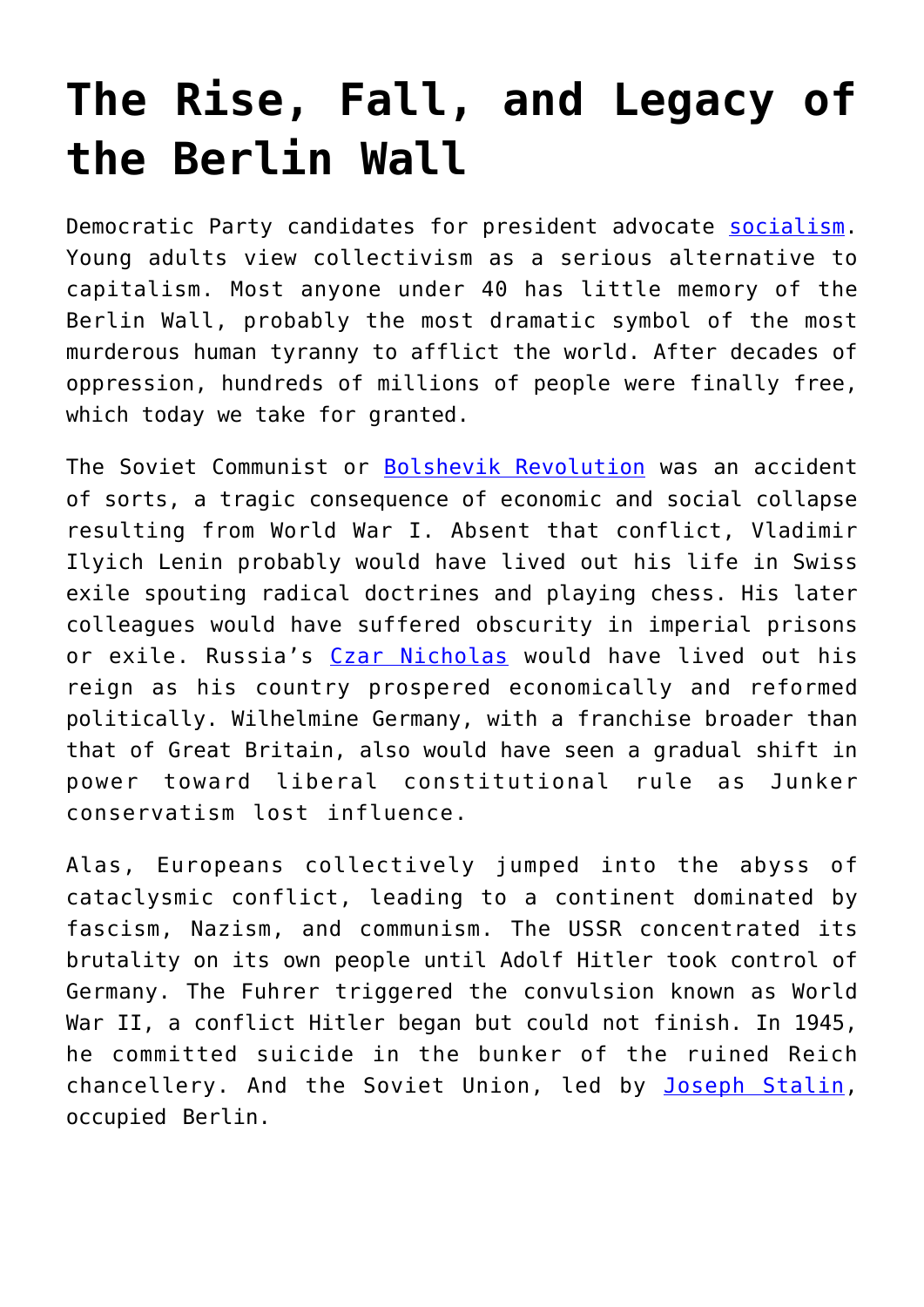# The Rise, Fall, and Legacy of the Berlin Wall

Democratic Party candidates for president advocate [socialism](). Young adults view collectivism as a serious alternative to capitalism. Most anyone under 40 has little memory of the Berlin Wall, probably the most dramatic symbol of the most murderous human tyranny to afflict the world. After decades of oppression, hundreds of millions of people were finally free, which today we take for granted.

The Soviet Communist or [Bolshevik Revolution]() was an accident of sorts, a tragic consequence of economic and social collapse resulting from World War I. Absent that conflict, Vladimir Ilyich Lenin probably would have lived out his life in Swiss exile spouting radical doctrines and playing chess. His later colleagues would have suffered obscurity in imperial prisons or exile. Russia's [Czar Nicholas]() would have lived out his reign as his country prospered economically and reformed politically. Wilhelmine Germany, with a franchise broader than that of Great Britain, also would have seen a gradual shift in power toward liberal constitutional rule as Junker conservatism lost influence.

Alas, Europeans collectively jumped into the abyss of cataclysmic conflict, leading to a continent dominated by fascism, Nazism, and communism. The USSR concentrated its brutality on its own people until Adolf Hitler took control of Germany. The Fuhrer triggered the convulsion known as World War II, a conflict Hitler began but could not finish. In 1945, he committed suicide in the bunker of the ruined Reich chancellery. And the Soviet Union, led by [Joseph Stalin](), occupied Berlin.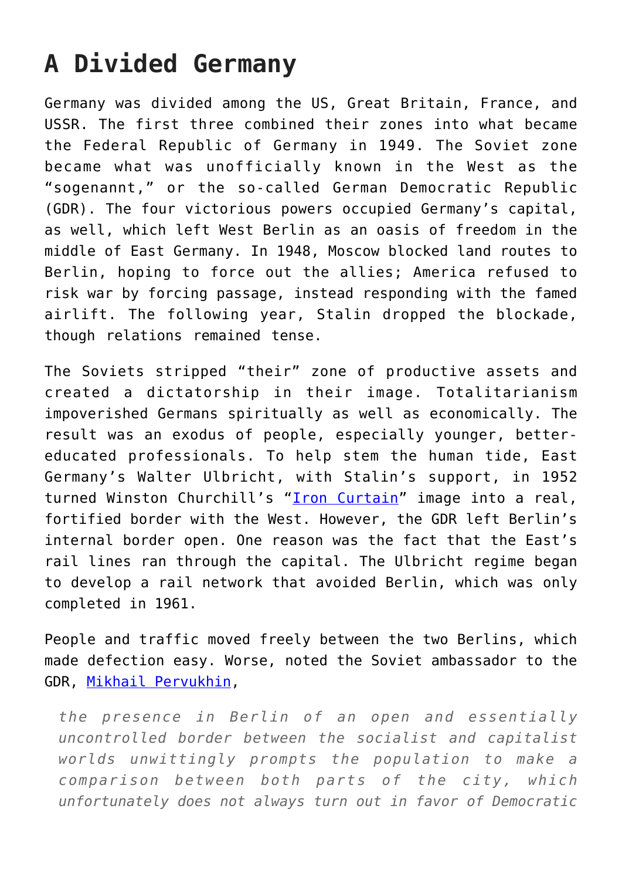## A Divided Germany

Germany was divided among the US, Great Britain, France, and USSR. The first three combined their zones into what became the Federal Republic of Germany in 1949. The Soviet zone became what was unofficially known in the West as the "sogenannt," or the so-called German Democratic Republic (GDR). The four victorious powers occupied Germany's capital, as well, which left West Berlin as an oasis of freedom in the middle of East Germany. In 1948, Moscow blocked land routes to Berlin, hoping to force out the allies; America refused to risk war by forcing passage, instead responding with the famed airlift. The following year, Stalin dropped the blockade, though relations remained tense.

The Soviets stripped "their" zone of productive assets and created a dictatorship in their image. Totalitarianism impoverished Germans spiritually as well as economically. The result was an exodus of people, especially younger, better-educated professionals. To help stem the human tide, East Germany's Walter Ulbricht, with Stalin's support, in 1952 turned Winston Churchill's "Iron Curtain" image into a real, fortified border with the West. However, the GDR left Berlin's internal border open. One reason was the fact that the East's rail lines ran through the capital. The Ulbricht regime began to develop a rail network that avoided Berlin, which was only completed in 1961.

People and traffic moved freely between the two Berlins, which made defection easy. Worse, noted the Soviet ambassador to the GDR, Mikhail Pervukhin,

> *the presence in Berlin of an open and essentially uncontrolled border between the socialist and capitalist worlds unwittingly prompts the population to make a comparison between both parts of the city, which unfortunately does not always turn out in favor of Democratic*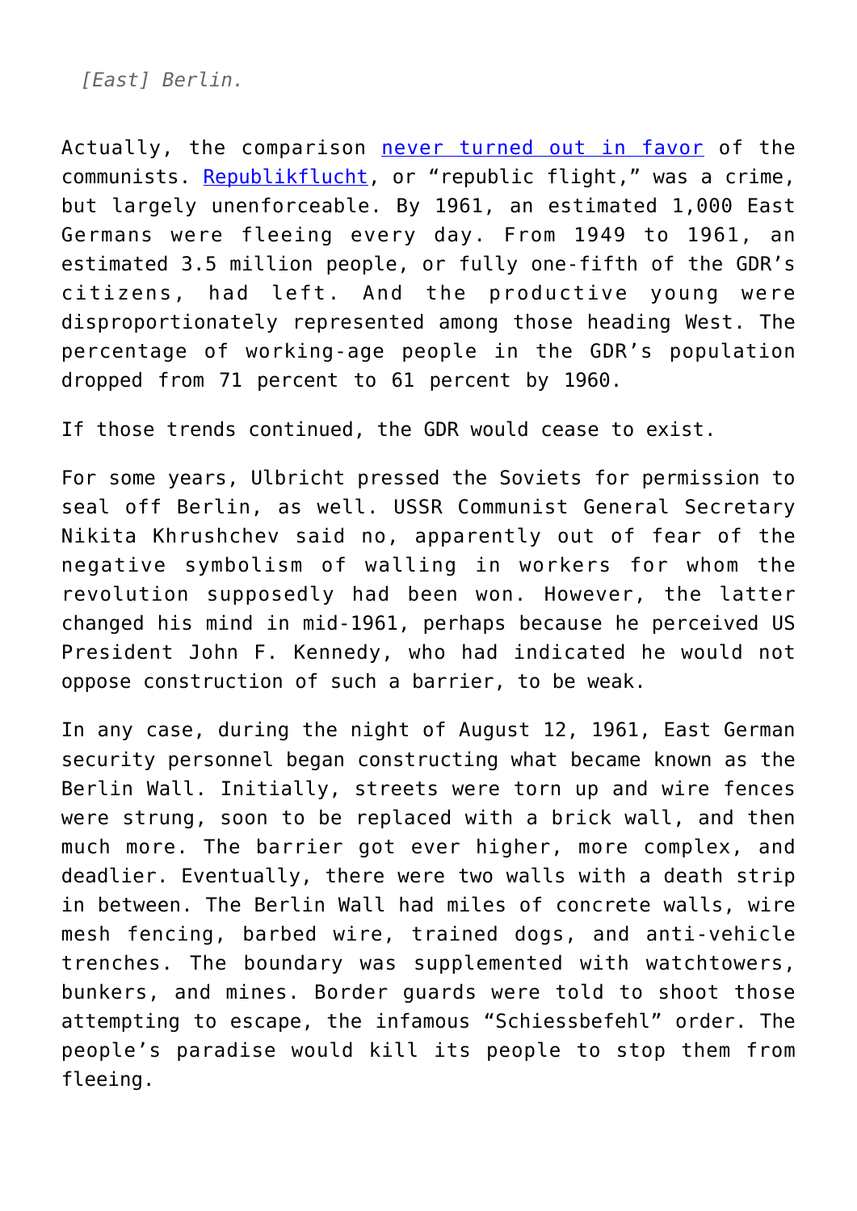*[East] Berlin.*

Actually, the comparison never turned out in favor of the communists. Republikflucht, or "republic flight," was a crime, but largely unenforceable. By 1961, an estimated 1,000 East Germans were fleeing every day. From 1949 to 1961, an estimated 3.5 million people, or fully one-fifth of the GDR's citizens, had left. And the productive young were disproportionately represented among those heading West. The percentage of working-age people in the GDR's population dropped from 71 percent to 61 percent by 1960.

If those trends continued, the GDR would cease to exist.

For some years, Ulbricht pressed the Soviets for permission to seal off Berlin, as well. USSR Communist General Secretary Nikita Khrushchev said no, apparently out of fear of the negative symbolism of walling in workers for whom the revolution supposedly had been won. However, the latter changed his mind in mid-1961, perhaps because he perceived US President John F. Kennedy, who had indicated he would not oppose construction of such a barrier, to be weak.

In any case, during the night of August 12, 1961, East German security personnel began constructing what became known as the Berlin Wall. Initially, streets were torn up and wire fences were strung, soon to be replaced with a brick wall, and then much more. The barrier got ever higher, more complex, and deadlier. Eventually, there were two walls with a death strip in between. The Berlin Wall had miles of concrete walls, wire mesh fencing, barbed wire, trained dogs, and anti-vehicle trenches. The boundary was supplemented with watchtowers, bunkers, and mines. Border guards were told to shoot those attempting to escape, the infamous "Schiessbefehl" order. The people's paradise would kill its people to stop them from fleeing.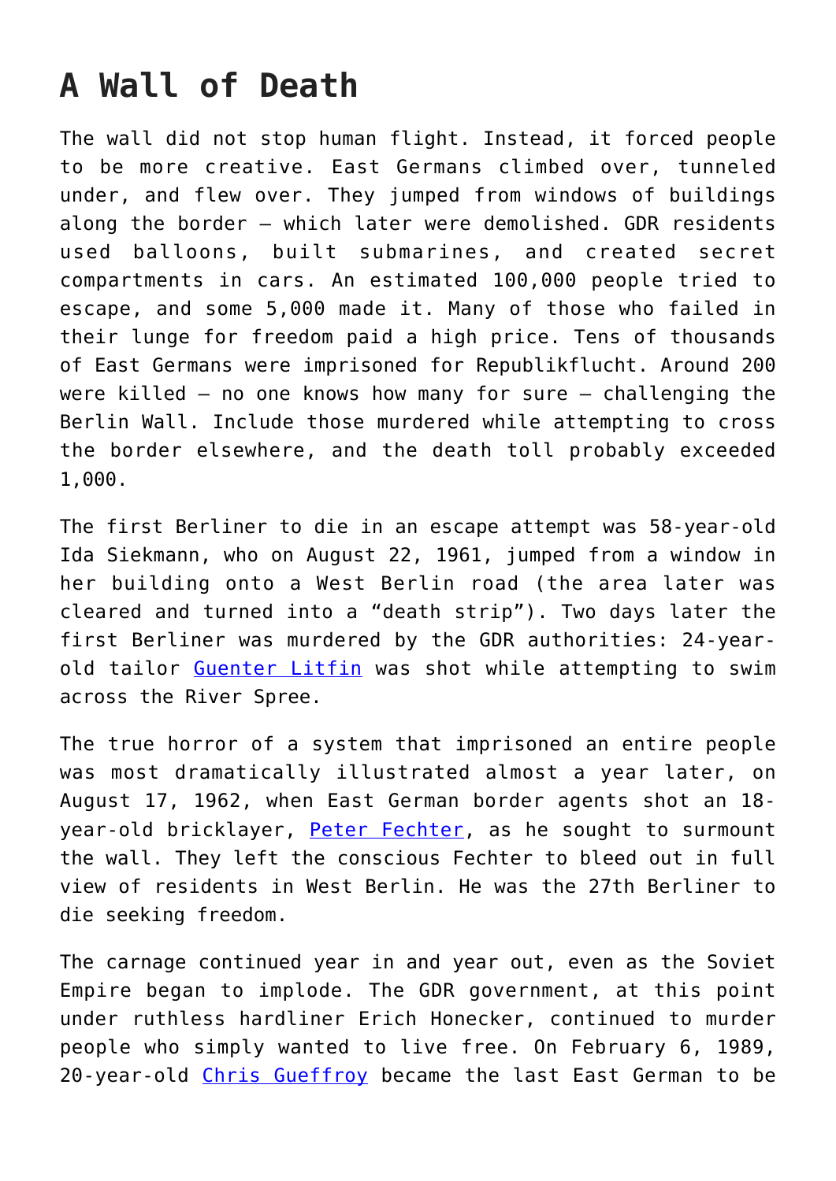## A Wall of Death

The wall did not stop human flight. Instead, it forced people to be more creative. East Germans climbed over, tunneled under, and flew over. They jumped from windows of buildings along the border – which later were demolished. GDR residents used balloons, built submarines, and created secret compartments in cars. An estimated 100,000 people tried to escape, and some 5,000 made it. Many of those who failed in their lunge for freedom paid a high price. Tens of thousands of East Germans were imprisoned for Republikflucht. Around 200 were killed – no one knows how many for sure – challenging the Berlin Wall. Include those murdered while attempting to cross the border elsewhere, and the death toll probably exceeded 1,000.

The first Berliner to die in an escape attempt was 58-year-old Ida Siekmann, who on August 22, 1961, jumped from a window in her building onto a West Berlin road (the area later was cleared and turned into a "death strip"). Two days later the first Berliner was murdered by the GDR authorities: 24-year-old tailor Guenter Litfin was shot while attempting to swim across the River Spree.

The true horror of a system that imprisoned an entire people was most dramatically illustrated almost a year later, on August 17, 1962, when East German border agents shot an 18-year-old bricklayer, Peter Fechter, as he sought to surmount the wall. They left the conscious Fechter to bleed out in full view of residents in West Berlin. He was the 27th Berliner to die seeking freedom.

The carnage continued year in and year out, even as the Soviet Empire began to implode. The GDR government, at this point under ruthless hardliner Erich Honecker, continued to murder people who simply wanted to live free. On February 6, 1989, 20-year-old Chris Gueffroy became the last East German to be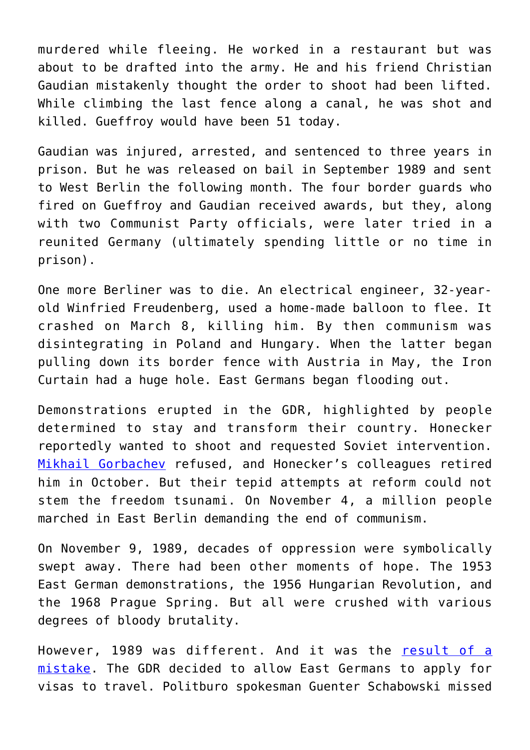murdered while fleeing. He worked in a restaurant but was about to be drafted into the army. He and his friend Christian Gaudian mistakenly thought the order to shoot had been lifted. While climbing the last fence along a canal, he was shot and killed. Gueffroy would have been 51 today.

Gaudian was injured, arrested, and sentenced to three years in prison. But he was released on bail in September 1989 and sent to West Berlin the following month. The four border guards who fired on Gueffroy and Gaudian received awards, but they, along with two Communist Party officials, were later tried in a reunited Germany (ultimately spending little or no time in prison).

One more Berliner was to die. An electrical engineer, 32-year-old Winfried Freudenberg, used a home-made balloon to flee. It crashed on March 8, killing him. By then communism was disintegrating in Poland and Hungary. When the latter began pulling down its border fence with Austria in May, the Iron Curtain had a huge hole. East Germans began flooding out.

Demonstrations erupted in the GDR, highlighted by people determined to stay and transform their country. Honecker reportedly wanted to shoot and requested Soviet intervention. Mikhail Gorbachev refused, and Honecker's colleagues retired him in October. But their tepid attempts at reform could not stem the freedom tsunami. On November 4, a million people marched in East Berlin demanding the end of communism.

On November 9, 1989, decades of oppression were symbolically swept away. There had been other moments of hope. The 1953 East German demonstrations, the 1956 Hungarian Revolution, and the 1968 Prague Spring. But all were crushed with various degrees of bloody brutality.

However, 1989 was different. And it was the result of a mistake. The GDR decided to allow East Germans to apply for visas to travel. Politburo spokesman Guenter Schabowski missed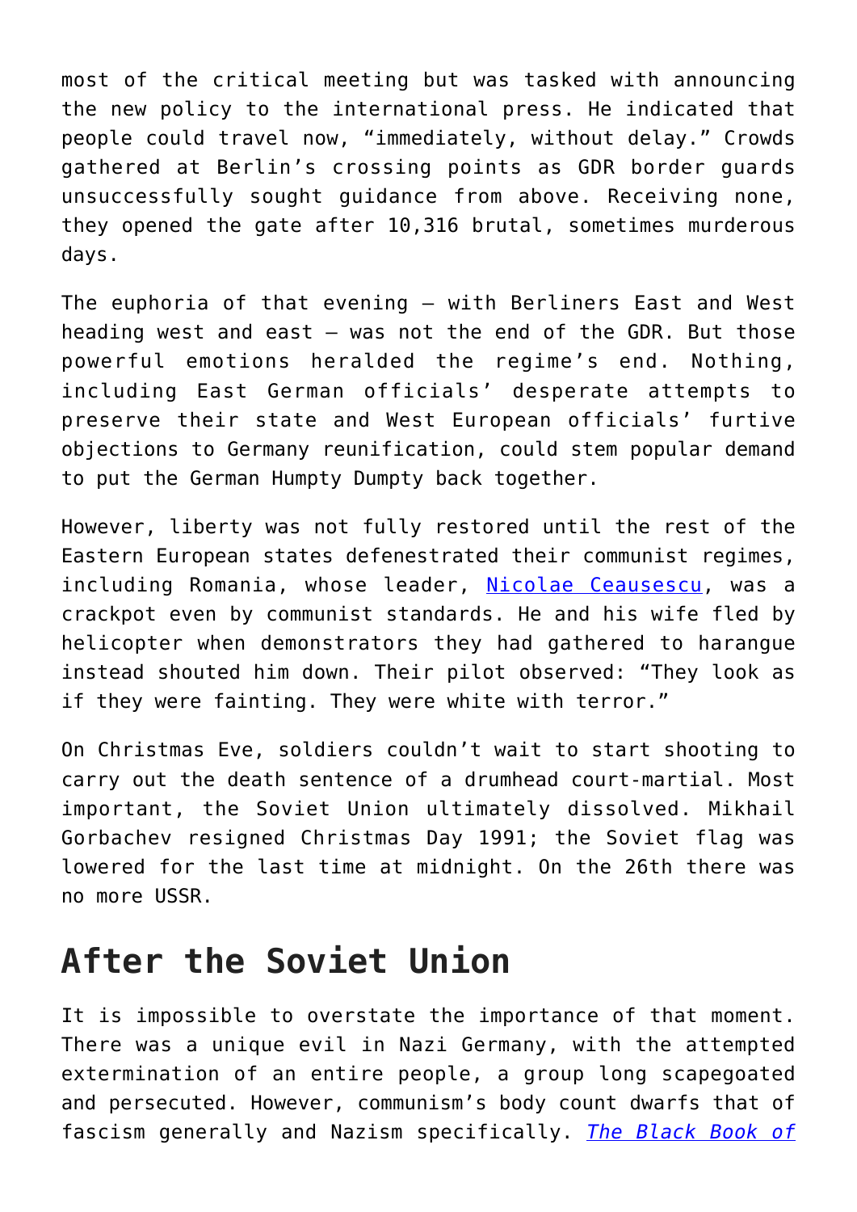most of the critical meeting but was tasked with announcing the new policy to the international press. He indicated that people could travel now, "immediately, without delay." Crowds gathered at Berlin's crossing points as GDR border guards unsuccessfully sought guidance from above. Receiving none, they opened the gate after 10,316 brutal, sometimes murderous days.

The euphoria of that evening – with Berliners East and West heading west and east – was not the end of the GDR. But those powerful emotions heralded the regime's end. Nothing, including East German officials' desperate attempts to preserve their state and West European officials' furtive objections to Germany reunification, could stem popular demand to put the German Humpty Dumpty back together.

However, liberty was not fully restored until the rest of the Eastern European states defenestrated their communist regimes, including Romania, whose leader, Nicolae Ceausescu, was a crackpot even by communist standards. He and his wife fled by helicopter when demonstrators they had gathered to harangue instead shouted him down. Their pilot observed: "They look as if they were fainting. They were white with terror."

On Christmas Eve, soldiers couldn't wait to start shooting to carry out the death sentence of a drumhead court-martial. Most important, the Soviet Union ultimately dissolved. Mikhail Gorbachev resigned Christmas Day 1991; the Soviet flag was lowered for the last time at midnight. On the 26th there was no more USSR.

## After the Soviet Union

It is impossible to overstate the importance of that moment. There was a unique evil in Nazi Germany, with the attempted extermination of an entire people, a group long scapegoated and persecuted. However, communism's body count dwarfs that of fascism generally and Nazism specifically. *The Black Book of*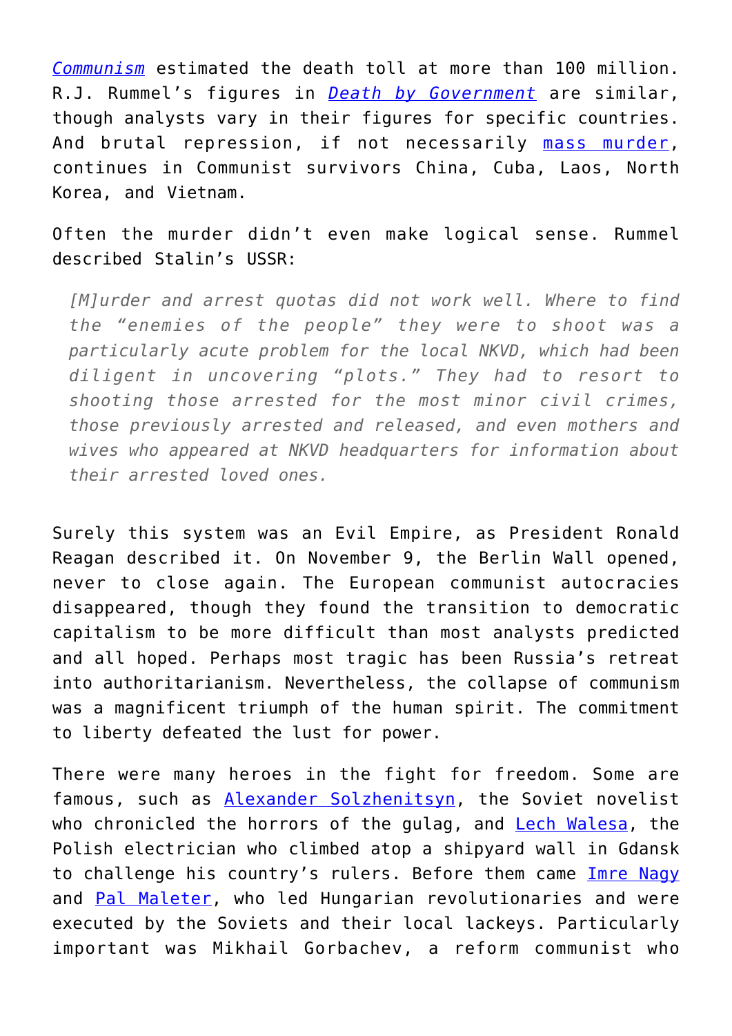*Communism* estimated the death toll at more than 100 million. R.J. Rummel's figures in *Death by Government* are similar, though analysts vary in their figures for specific countries. And brutal repression, if not necessarily mass murder, continues in Communist survivors China, Cuba, Laos, North Korea, and Vietnam.

Often the murder didn't even make logical sense. Rummel described Stalin's USSR:

> *[M]urder and arrest quotas did not work well. Where to find the "enemies of the people" they were to shoot was a particularly acute problem for the local NKVD, which had been diligent in uncovering "plots." They had to resort to shooting those arrested for the most minor civil crimes, those previously arrested and released, and even mothers and wives who appeared at NKVD headquarters for information about their arrested loved ones.*

Surely this system was an Evil Empire, as President Ronald Reagan described it. On November 9, the Berlin Wall opened, never to close again. The European communist autocracies disappeared, though they found the transition to democratic capitalism to be more difficult than most analysts predicted and all hoped. Perhaps most tragic has been Russia's retreat into authoritarianism. Nevertheless, the collapse of communism was a magnificent triumph of the human spirit. The commitment to liberty defeated the lust for power.

There were many heroes in the fight for freedom. Some are famous, such as Alexander Solzhenitsyn, the Soviet novelist who chronicled the horrors of the gulag, and Lech Walesa, the Polish electrician who climbed atop a shipyard wall in Gdansk to challenge his country's rulers. Before them came Imre Nagy and Pal Maleter, who led Hungarian revolutionaries and were executed by the Soviets and their local lackeys. Particularly important was Mikhail Gorbachev, a reform communist who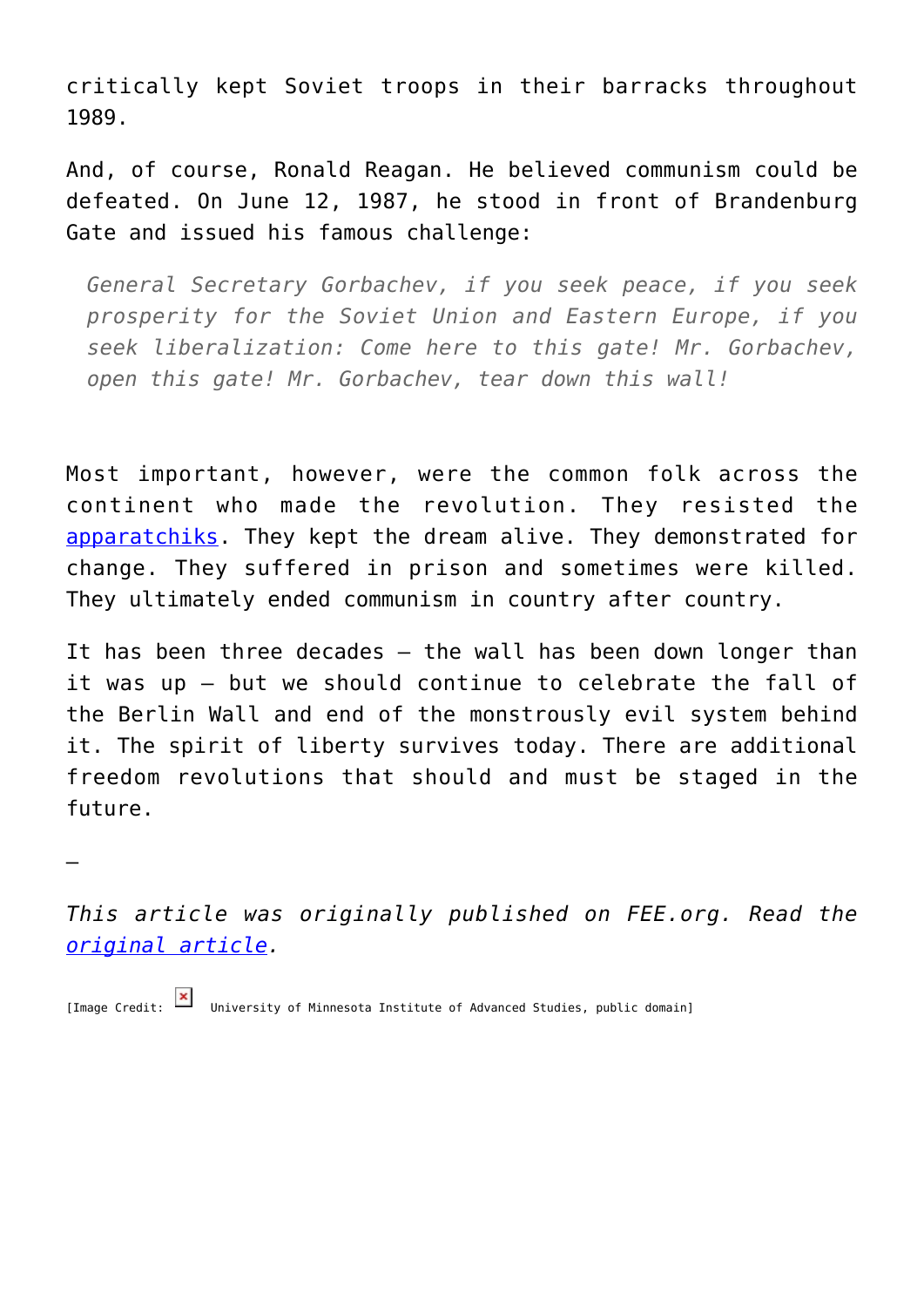critically kept Soviet troops in their barracks throughout 1989.

And, of course, Ronald Reagan. He believed communism could be defeated. On June 12, 1987, he stood in front of Brandenburg Gate and issued his famous challenge:

> *General Secretary Gorbachev, if you seek peace, if you seek prosperity for the Soviet Union and Eastern Europe, if you seek liberalization: Come here to this gate! Mr. Gorbachev, open this gate! Mr. Gorbachev, tear down this wall!*

Most important, however, were the common folk across the continent who made the revolution. They resisted the apparatchiks. They kept the dream alive. They demonstrated for change. They suffered in prison and sometimes were killed. They ultimately ended communism in country after country.

It has been three decades — the wall has been down longer than it was up — but we should continue to celebrate the fall of the Berlin Wall and end of the monstrously evil system behind it. The spirit of liberty survives today. There are additional freedom revolutions that should and must be staged in the future.

—

*This article was originally published on FEE.org. Read the original article.*

[Image Credit: University of Minnesota Institute of Advanced Studies, public domain]